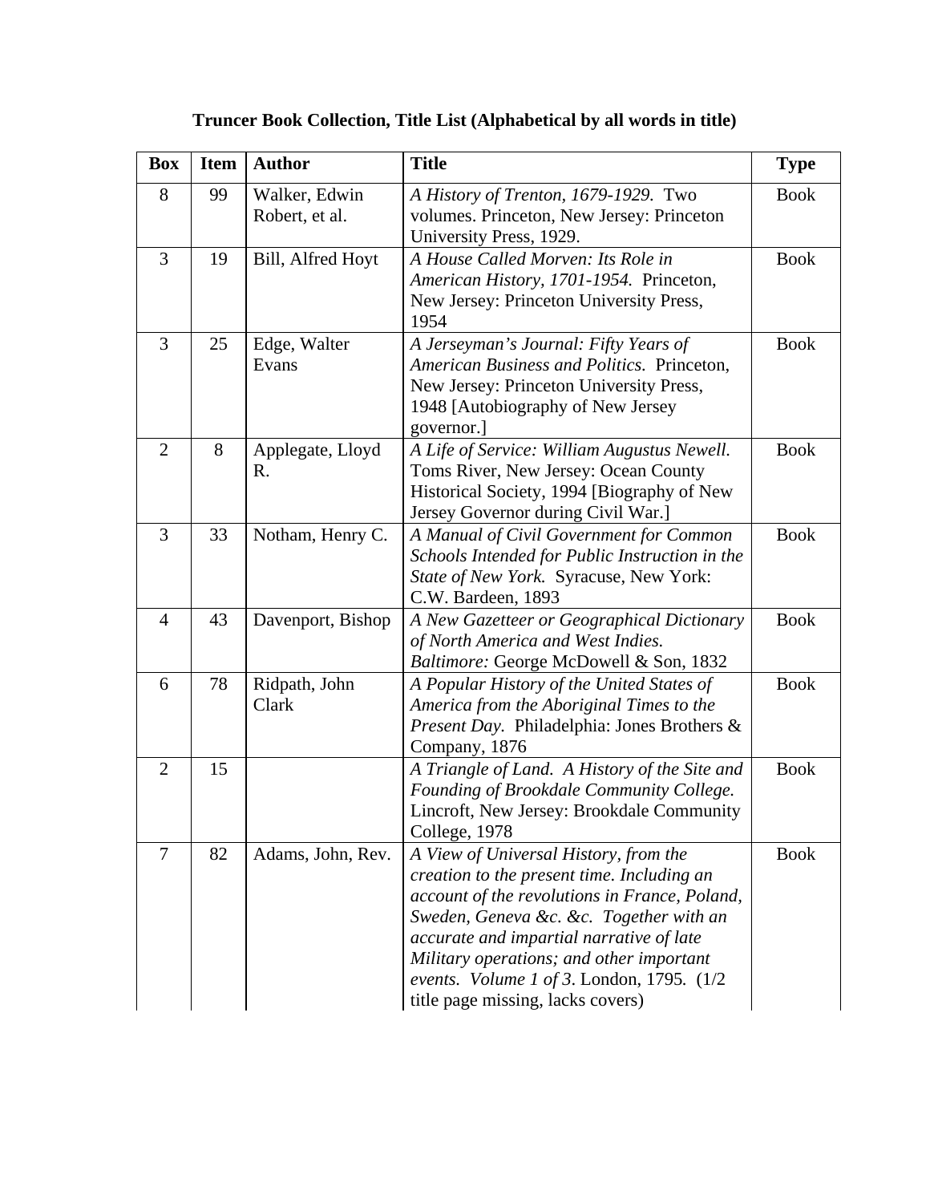**Truncer Book Collection, Title List (Alphabetical by all words in title)**

| Box | Item | Author | Title | Type |
|---|---|---|---|---|
| 8 | 99 | Walker, Edwin Robert, et al. | *A History of Trenton, 1679-1929.* Two volumes. Princeton, New Jersey: Princeton University Press, 1929. | Book |
| 3 | 19 | Bill, Alfred Hoyt | *A House Called Morven: Its Role in American History, 1701-1954.* Princeton, New Jersey: Princeton University Press, 1954 | Book |
| 3 | 25 | Edge, Walter Evans | *A Jerseyman's Journal: Fifty Years of American Business and Politics.* Princeton, New Jersey: Princeton University Press, 1948 [Autobiography of New Jersey governor.] | Book |
| 2 | 8 | Applegate, Lloyd R. | *A Life of Service: William Augustus Newell.* Toms River, New Jersey: Ocean County Historical Society, 1994 [Biography of New Jersey Governor during Civil War.] | Book |
| 3 | 33 | Notham, Henry C. | *A Manual of Civil Government for Common Schools Intended for Public Instruction in the State of New York.* Syracuse, New York: C.W. Bardeen, 1893 | Book |
| 4 | 43 | Davenport, Bishop | *A New Gazetteer or Geographical Dictionary of North America and West Indies. Baltimore:* George McDowell & Son, 1832 | Book |
| 6 | 78 | Ridpath, John Clark | *A Popular History of the United States of America from the Aboriginal Times to the Present Day.* Philadelphia: Jones Brothers & Company, 1876 | Book |
| 2 | 15 | | *A Triangle of Land. A History of the Site and Founding of Brookdale Community College.* Lincroft, New Jersey: Brookdale Community College, 1978 | Book |
| 7 | 82 | Adams, John, Rev. | *A View of Universal History, from the creation to the present time. Including an account of the revolutions in France, Poland, Sweden, Geneva &c. &c. Together with an accurate and impartial narrative of late Military operations; and other important events. Volume 1 of 3*. London, 1795. (1/2 title page missing, lacks covers) | Book |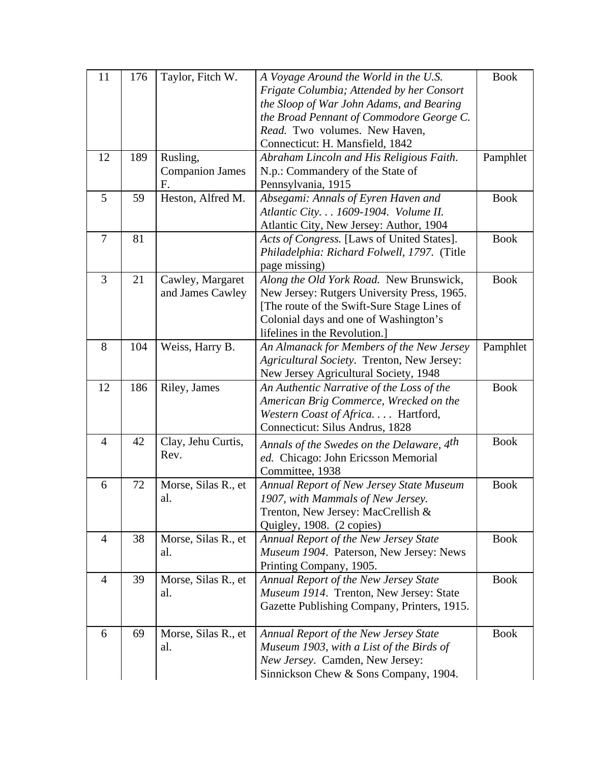| 11 | 176 | Taylor, Fitch W. | *A Voyage Around the World in the U.S. Frigate Columbia; Attended by her Consort the Sloop of War John Adams, and Bearing the Broad Pennant of Commodore George C. Read.* Two volumes. New Haven, Connecticut: H. Mansfield, 1842 | Book |
|---|---|---|---|---|
| 12 | 189 | Rusling, Companion James F. | *Abraham Lincoln and His Religious Faith*. N.p.: Commandery of the State of Pennsylvania, 1915 | Pamphlet |
| 5 | 59 | Heston, Alfred M. | *Absegami: Annals of Eyren Haven and Atlantic City. . . 1609-1904. Volume II.* Atlantic City, New Jersey: Author, 1904 | Book |
| 7 | 81 | | *Acts of Congress.* [Laws of United States]. *Philadelphia: Richard Folwell, 1797.* (Title page missing) | Book |
| 3 | 21 | Cawley, Margaret and James Cawley | *Along the Old York Road.* New Brunswick, New Jersey: Rutgers University Press, 1965. [The route of the Swift-Sure Stage Lines of Colonial days and one of Washington's lifelines in the Revolution.] | Book |
| 8 | 104 | Weiss, Harry B. | *An Almanack for Members of the New Jersey Agricultural Society*. Trenton, New Jersey: New Jersey Agricultural Society, 1948 | Pamphlet |
| 12 | 186 | Riley, James | *An Authentic Narrative of the Loss of the American Brig Commerce, Wrecked on the Western Coast of Africa. . . .* Hartford, Connecticut: Silus Andrus, 1828 | Book |
| 4 | 42 | Clay, Jehu Curtis, Rev. | *Annals of the Swedes on the Delaware, 4th ed.* Chicago: John Ericsson Memorial Committee, 1938 | Book |
| 6 | 72 | Morse, Silas R., et al. | *Annual Report of New Jersey State Museum 1907, with Mammals of New Jersey.* Trenton, New Jersey: MacCrellish & Quigley, 1908. (2 copies) | Book |
| 4 | 38 | Morse, Silas R., et al. | *Annual Report of the New Jersey State Museum 1904*. Paterson, New Jersey: News Printing Company, 1905. | Book |
| 4 | 39 | Morse, Silas R., et al. | *Annual Report of the New Jersey State Museum 1914*. Trenton, New Jersey: State Gazette Publishing Company, Printers, 1915. | Book |
| 6 | 69 | Morse, Silas R., et al. | *Annual Report of the New Jersey State Museum 1903, with a List of the Birds of New Jersey*. Camden, New Jersey: Sinnickson Chew & Sons Company, 1904. | Book |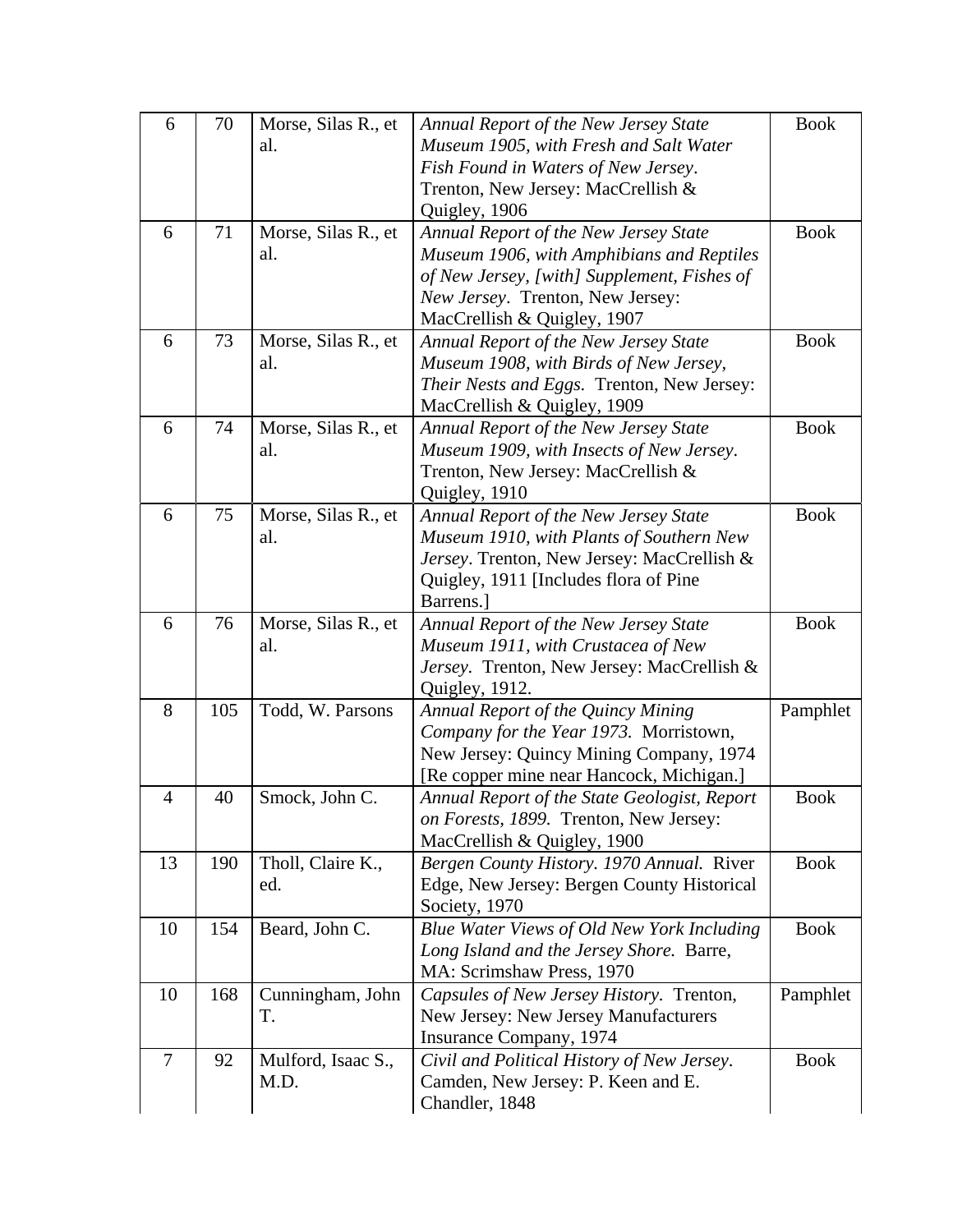| | | | | |
|---|---|---|---|---|
| 6 | 70 | Morse, Silas R., et al. | *Annual Report of the New Jersey State Museum 1905, with Fresh and Salt Water Fish Found in Waters of New Jersey*. Trenton, New Jersey: MacCrellish & Quigley, 1906 | Book |
| 6 | 71 | Morse, Silas R., et al. | *Annual Report of the New Jersey State Museum 1906, with Amphibians and Reptiles of New Jersey, [with] Supplement, Fishes of New Jersey*. Trenton, New Jersey: MacCrellish & Quigley, 1907 | Book |
| 6 | 73 | Morse, Silas R., et al. | *Annual Report of the New Jersey State Museum 1908, with Birds of New Jersey, Their Nests and Eggs.* Trenton, New Jersey: MacCrellish & Quigley, 1909 | Book |
| 6 | 74 | Morse, Silas R., et al. | *Annual Report of the New Jersey State Museum 1909, with Insects of New Jersey*. Trenton, New Jersey: MacCrellish & Quigley, 1910 | Book |
| 6 | 75 | Morse, Silas R., et al. | *Annual Report of the New Jersey State Museum 1910, with Plants of Southern New Jersey*. Trenton, New Jersey: MacCrellish & Quigley, 1911 [Includes flora of Pine Barrens.] | Book |
| 6 | 76 | Morse, Silas R., et al. | *Annual Report of the New Jersey State Museum 1911, with Crustacea of New Jersey.* Trenton, New Jersey: MacCrellish & Quigley, 1912. | Book |
| 8 | 105 | Todd, W. Parsons | *Annual Report of the Quincy Mining Company for the Year 1973.* Morristown, New Jersey: Quincy Mining Company, 1974 [Re copper mine near Hancock, Michigan.] | Pamphlet |
| 4 | 40 | Smock, John C. | *Annual Report of the State Geologist, Report on Forests, 1899.* Trenton, New Jersey: MacCrellish & Quigley, 1900 | Book |
| 13 | 190 | Tholl, Claire K., ed. | *Bergen County History. 1970 Annual.* River Edge, New Jersey: Bergen County Historical Society, 1970 | Book |
| 10 | 154 | Beard, John C. | *Blue Water Views of Old New York Including Long Island and the Jersey Shore.* Barre, MA: Scrimshaw Press, 1970 | Book |
| 10 | 168 | Cunningham, John T. | *Capsules of New Jersey History.* Trenton, New Jersey: New Jersey Manufacturers Insurance Company, 1974 | Pamphlet |
| 7 | 92 | Mulford, Isaac S., M.D. | *Civil and Political History of New Jersey*. Camden, New Jersey: P. Keen and E. Chandler, 1848 | Book |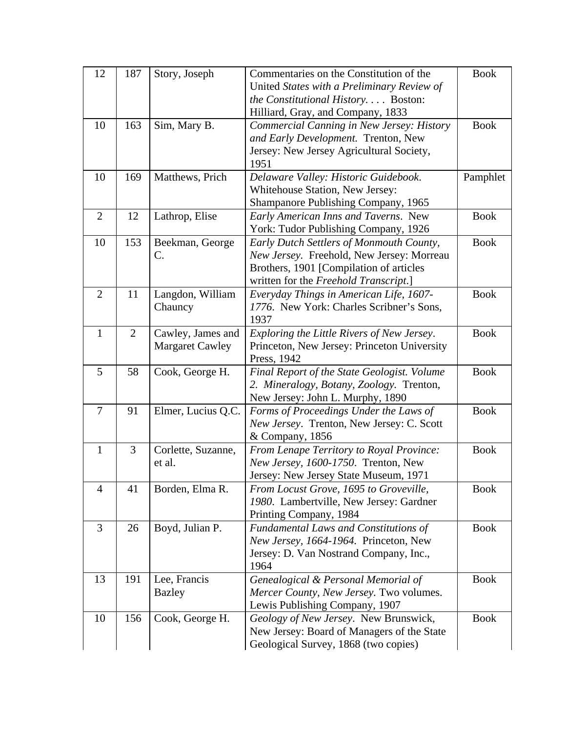| | | | | |
|---|---|---|---|---|
| 12 | 187 | Story, Joseph | Commentaries on the Constitution of the United *States with a Preliminary Review of the Constitutional History. . . .* Boston: Hilliard, Gray, and Company, 1833 | Book |
| 10 | 163 | Sim, Mary B. | *Commercial Canning in New Jersey: History and Early Development.* Trenton, New Jersey: New Jersey Agricultural Society, 1951 | Book |
| 10 | 169 | Matthews, Prich | *Delaware Valley: Historic Guidebook.* Whitehouse Station, New Jersey: Shampanore Publishing Company, 1965 | Pamphlet |
| 2 | 12 | Lathrop, Elise | *Early American Inns and Taverns*. New York: Tudor Publishing Company, 1926 | Book |
| 10 | 153 | Beekman, George C. | *Early Dutch Settlers of Monmouth County, New Jersey.* Freehold, New Jersey: Morreau Brothers, 1901 [Compilation of articles written for the *Freehold Transcript*.] | Book |
| 2 | 11 | Langdon, William Chauncy | *Everyday Things in American Life, 1607-1776*. New York: Charles Scribner's Sons, 1937 | Book |
| 1 | 2 | Cawley, James and Margaret Cawley | *Exploring the Little Rivers of New Jersey*. Princeton, New Jersey: Princeton University Press, 1942 | Book |
| 5 | 58 | Cook, George H. | *Final Report of the State Geologist. Volume 2. Mineralogy, Botany, Zoology.* Trenton, New Jersey: John L. Murphy, 1890 | Book |
| 7 | 91 | Elmer, Lucius Q.C. | *Forms of Proceedings Under the Laws of New Jersey*. Trenton, New Jersey: C. Scott & Company, 1856 | Book |
| 1 | 3 | Corlette, Suzanne, et al. | *From Lenape Territory to Royal Province: New Jersey, 1600-1750*. Trenton, New Jersey: New Jersey State Museum, 1971 | Book |
| 4 | 41 | Borden, Elma R. | *From Locust Grove, 1695 to Groveville, 1980*. Lambertville, New Jersey: Gardner Printing Company, 1984 | Book |
| 3 | 26 | Boyd, Julian P. | *Fundamental Laws and Constitutions of New Jersey, 1664-1964.* Princeton, New Jersey: D. Van Nostrand Company, Inc., 1964 | Book |
| 13 | 191 | Lee, Francis Bazley | *Genealogical & Personal Memorial of Mercer County, New Jersey.* Two volumes. Lewis Publishing Company, 1907 | Book |
| 10 | 156 | Cook, George H. | *Geology of New Jersey*. New Brunswick, New Jersey: Board of Managers of the State Geological Survey, 1868 (two copies) | Book |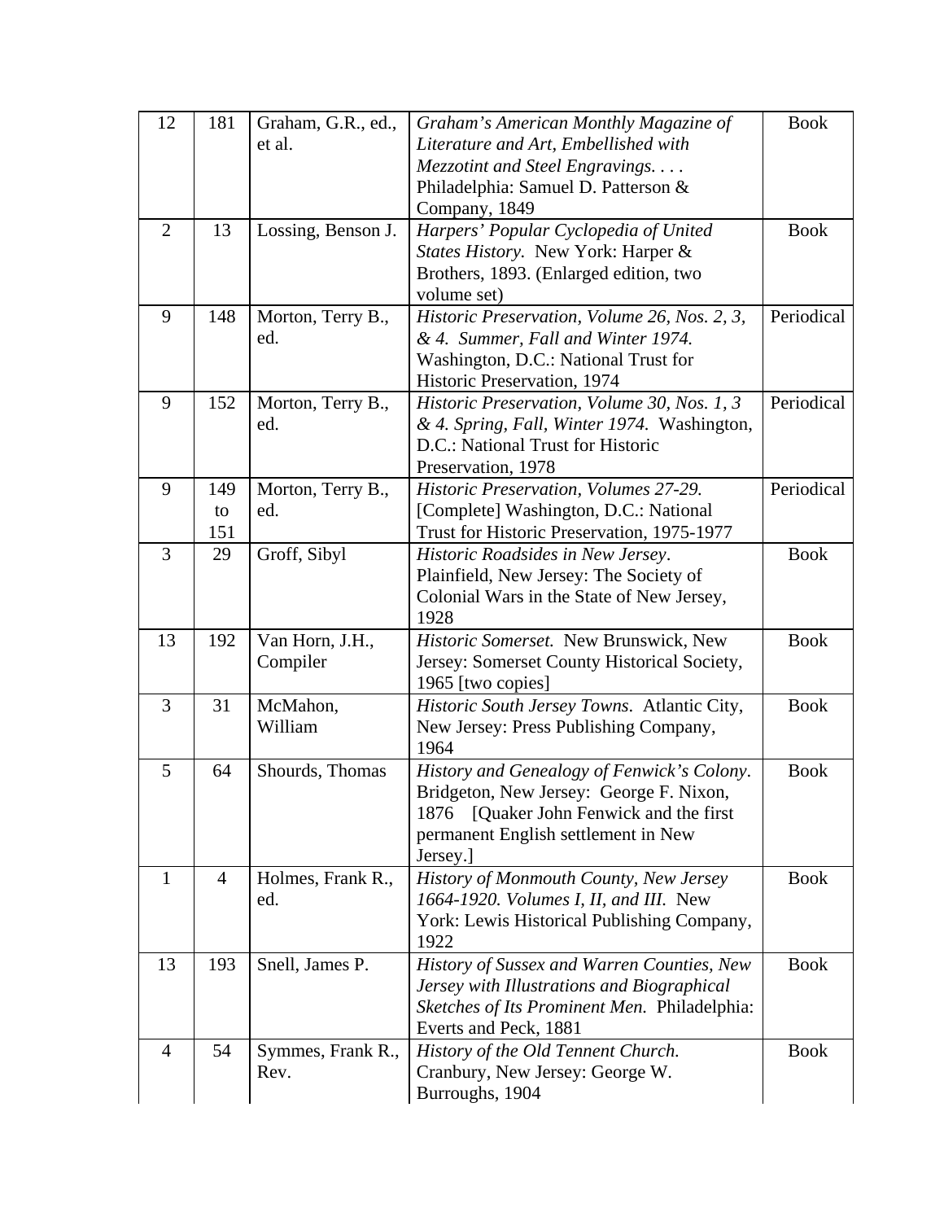| 12 | 181 | Graham, G.R., ed., et al. | *Graham's American Monthly Magazine of Literature and Art, Embellished with Mezzotint and Steel Engravings. . . .* Philadelphia: Samuel D. Patterson & Company, 1849 | Book |
|---|---|---|---|---|
| 2 | 13 | Lossing, Benson J. | *Harpers' Popular Cyclopedia of United States History.* New York: Harper & Brothers, 1893. (Enlarged edition, two volume set) | Book |
| 9 | 148 | Morton, Terry B., ed. | *Historic Preservation, Volume 26, Nos. 2, 3, & 4. Summer, Fall and Winter 1974.* Washington, D.C.: National Trust for Historic Preservation, 1974 | Periodical |
| 9 | 152 | Morton, Terry B., ed. | *Historic Preservation, Volume 30, Nos. 1, 3 & 4. Spring, Fall, Winter 1974.* Washington, D.C.: National Trust for Historic Preservation, 1978 | Periodical |
| 9 | 149 to 151 | Morton, Terry B., ed. | *Historic Preservation, Volumes 27-29.* [Complete] Washington, D.C.: National Trust for Historic Preservation, 1975-1977 | Periodical |
| 3 | 29 | Groff, Sibyl | *Historic Roadsides in New Jersey*. Plainfield, New Jersey: The Society of Colonial Wars in the State of New Jersey, 1928 | Book |
| 13 | 192 | Van Horn, J.H., Compiler | *Historic Somerset.* New Brunswick, New Jersey: Somerset County Historical Society, 1965 [two copies] | Book |
| 3 | 31 | McMahon, William | *Historic South Jersey Towns*. Atlantic City, New Jersey: Press Publishing Company, 1964 | Book |
| 5 | 64 | Shourds, Thomas | *History and Genealogy of Fenwick's Colony*. Bridgeton, New Jersey: George F. Nixon, 1876 [Quaker John Fenwick and the first permanent English settlement in New Jersey.] | Book |
| 1 | 4 | Holmes, Frank R., ed. | *History of Monmouth County, New Jersey 1664-1920. Volumes I, II, and III.* New York: Lewis Historical Publishing Company, 1922 | Book |
| 13 | 193 | Snell, James P. | *History of Sussex and Warren Counties, New Jersey with Illustrations and Biographical Sketches of Its Prominent Men.* Philadelphia: Everts and Peck, 1881 | Book |
| 4 | 54 | Symmes, Frank R., Rev. | *History of the Old Tennent Church.* Cranbury, New Jersey: George W. Burroughs, 1904 | Book |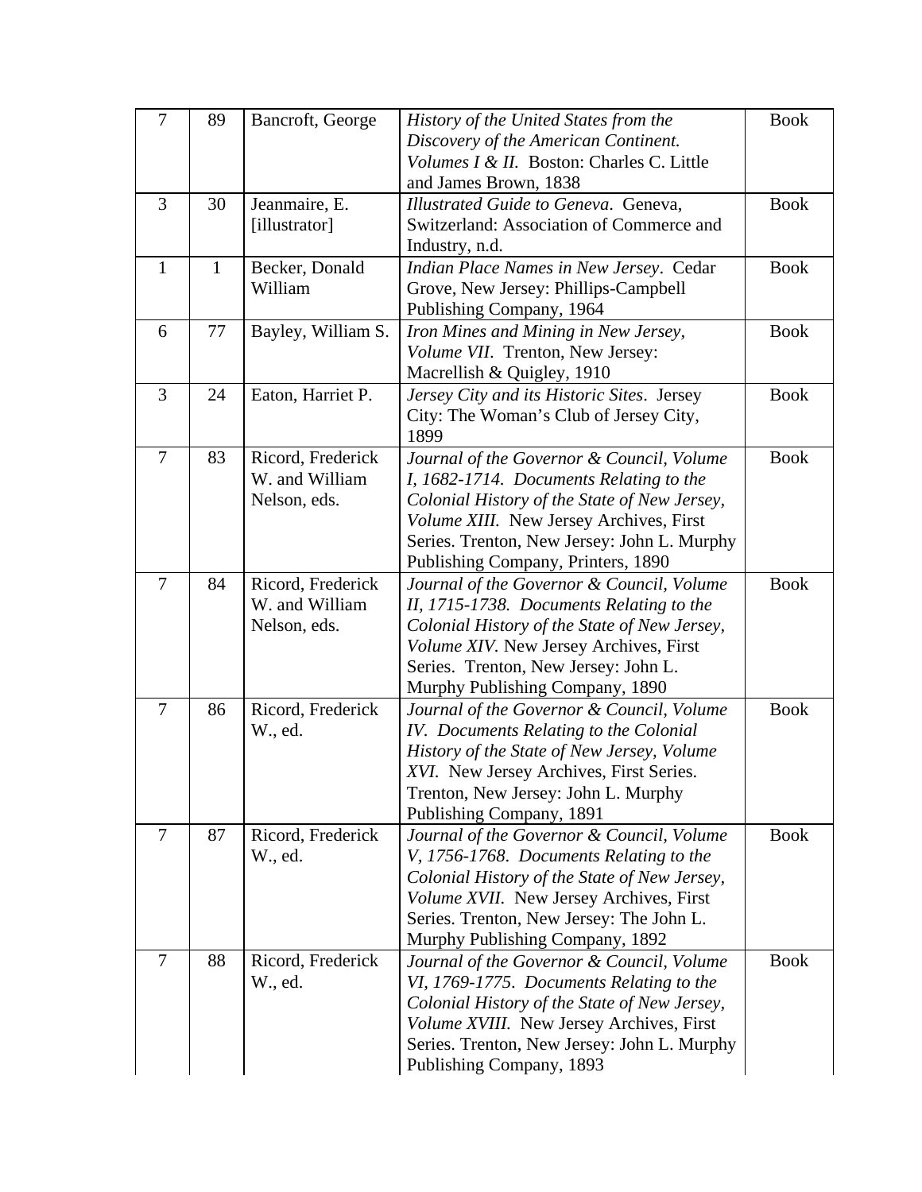| | | | | |
|---|---|---|---|---|
| 7 | 89 | Bancroft, George | *History of the United States from the Discovery of the American Continent. Volumes I & II.* Boston: Charles C. Little and James Brown, 1838 | Book |
| 3 | 30 | Jeanmaire, E. [illustrator] | *Illustrated Guide to Geneva*. Geneva, Switzerland: Association of Commerce and Industry, n.d. | Book |
| 1 | 1 | Becker, Donald William | *Indian Place Names in New Jersey*. Cedar Grove, New Jersey: Phillips-Campbell Publishing Company, 1964 | Book |
| 6 | 77 | Bayley, William S. | *Iron Mines and Mining in New Jersey, Volume VII*. Trenton, New Jersey: Macrellish & Quigley, 1910 | Book |
| 3 | 24 | Eaton, Harriet P. | *Jersey City and its Historic Sites*. Jersey City: The Woman's Club of Jersey City, 1899 | Book |
| 7 | 83 | Ricord, Frederick W. and William Nelson, eds. | *Journal of the Governor & Council, Volume I, 1682-1714. Documents Relating to the Colonial History of the State of New Jersey, Volume XIII.* New Jersey Archives, First Series. Trenton, New Jersey: John L. Murphy Publishing Company, Printers, 1890 | Book |
| 7 | 84 | Ricord, Frederick W. and William Nelson, eds. | *Journal of the Governor & Council, Volume II, 1715-1738. Documents Relating to the Colonial History of the State of New Jersey, Volume XIV.* New Jersey Archives, First Series. Trenton, New Jersey: John L. Murphy Publishing Company, 1890 | Book |
| 7 | 86 | Ricord, Frederick W., ed. | *Journal of the Governor & Council, Volume IV. Documents Relating to the Colonial History of the State of New Jersey, Volume XVI.* New Jersey Archives, First Series. Trenton, New Jersey: John L. Murphy Publishing Company, 1891 | Book |
| 7 | 87 | Ricord, Frederick W., ed. | *Journal of the Governor & Council, Volume V, 1756-1768. Documents Relating to the Colonial History of the State of New Jersey, Volume XVII.* New Jersey Archives, First Series. Trenton, New Jersey: The John L. Murphy Publishing Company, 1892 | Book |
| 7 | 88 | Ricord, Frederick W., ed. | *Journal of the Governor & Council, Volume VI, 1769-1775. Documents Relating to the Colonial History of the State of New Jersey, Volume XVIII.* New Jersey Archives, First Series. Trenton, New Jersey: John L. Murphy Publishing Company, 1893 | Book |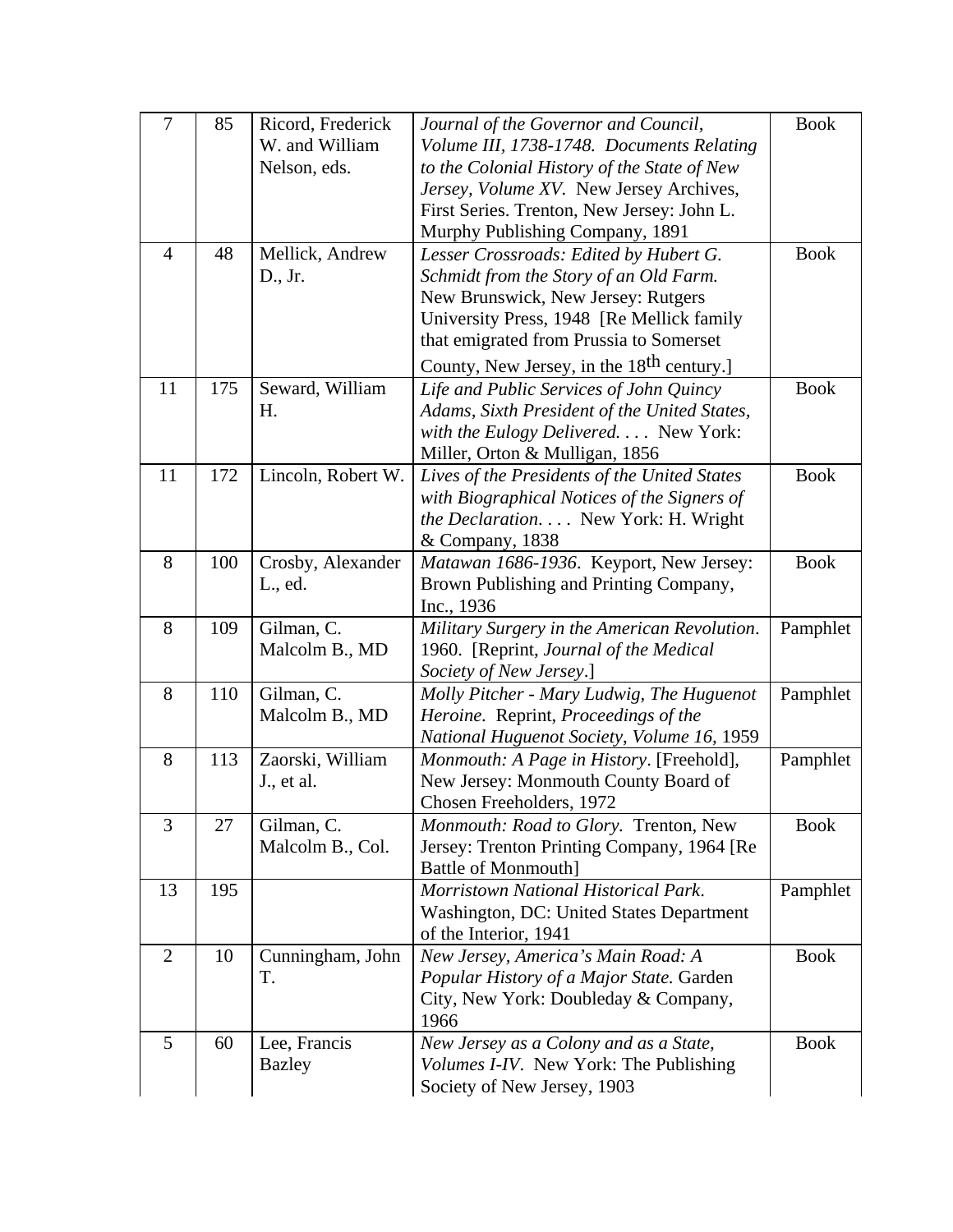| 7 | 85 | Ricord, Frederick W. and William Nelson, eds. | *Journal of the Governor and Council, Volume III, 1738-1748. Documents Relating to the Colonial History of the State of New Jersey, Volume XV*. New Jersey Archives, First Series. Trenton, New Jersey: John L. Murphy Publishing Company, 1891 | Book |
|---|---|---|---|---|
| 4 | 48 | Mellick, Andrew D., Jr. | *Lesser Crossroads: Edited by Hubert G. Schmidt from the Story of an Old Farm.* New Brunswick, New Jersey: Rutgers University Press, 1948 [Re Mellick family that emigrated from Prussia to Somerset County, New Jersey, in the 18th century.] | Book |
| 11 | 175 | Seward, William H. | *Life and Public Services of John Quincy Adams, Sixth President of the United States, with the Eulogy Delivered. . . .* New York: Miller, Orton & Mulligan, 1856 | Book |
| 11 | 172 | Lincoln, Robert W. | *Lives of the Presidents of the United States with Biographical Notices of the Signers of the Declaration. . . .* New York: H. Wright & Company, 1838 | Book |
| 8 | 100 | Crosby, Alexander L., ed. | *Matawan 1686-1936*. Keyport, New Jersey: Brown Publishing and Printing Company, Inc., 1936 | Book |
| 8 | 109 | Gilman, C. Malcolm B., MD | *Military Surgery in the American Revolution*. 1960. [Reprint, *Journal of the Medical Society of New Jersey*.] | Pamphlet |
| 8 | 110 | Gilman, C. Malcolm B., MD | *Molly Pitcher - Mary Ludwig, The Huguenot Heroine.* Reprint, *Proceedings of the National Huguenot Society, Volume 16,* 1959 | Pamphlet |
| 8 | 113 | Zaorski, William J., et al. | *Monmouth: A Page in History*. [Freehold], New Jersey: Monmouth County Board of Chosen Freeholders, 1972 | Pamphlet |
| 3 | 27 | Gilman, C. Malcolm B., Col. | *Monmouth: Road to Glory.* Trenton, New Jersey: Trenton Printing Company, 1964 [Re Battle of Monmouth] | Book |
| 13 | 195 | | *Morristown National Historical Park*. Washington, DC: United States Department of the Interior, 1941 | Pamphlet |
| 2 | 10 | Cunningham, John T. | *New Jersey, America's Main Road: A Popular History of a Major State.* Garden City, New York: Doubleday & Company, 1966 | Book |
| 5 | 60 | Lee, Francis Bazley | *New Jersey as a Colony and as a State, Volumes I-IV*. New York: The Publishing Society of New Jersey, 1903 | Book |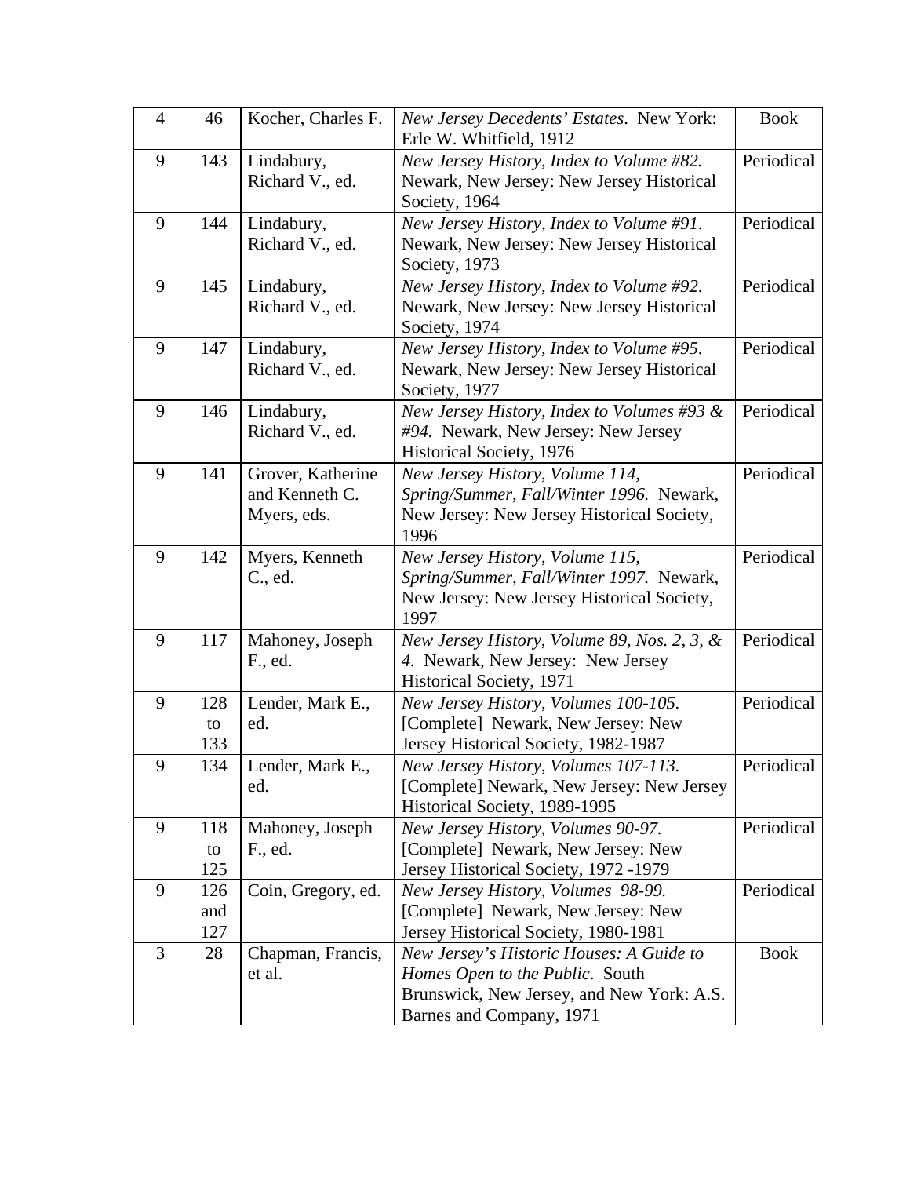| 4 | 46 | Kocher, Charles F. | *New Jersey Decedents' Estates*. New York: Erle W. Whitfield, 1912 | Book |
|---|---|---|---|---|
| 9 | 143 | Lindabury, Richard V., ed. | *New Jersey History, Index to Volume #82.* Newark, New Jersey: New Jersey Historical Society, 1964 | Periodical |
| 9 | 144 | Lindabury, Richard V., ed. | *New Jersey History, Index to Volume #91*. Newark, New Jersey: New Jersey Historical Society, 1973 | Periodical |
| 9 | 145 | Lindabury, Richard V., ed. | *New Jersey History, Index to Volume #92*. Newark, New Jersey: New Jersey Historical Society, 1974 | Periodical |
| 9 | 147 | Lindabury, Richard V., ed. | *New Jersey History, Index to Volume #95*. Newark, New Jersey: New Jersey Historical Society, 1977 | Periodical |
| 9 | 146 | Lindabury, Richard V., ed. | *New Jersey History, Index to Volumes #93 & #94.* Newark, New Jersey: New Jersey Historical Society, 1976 | Periodical |
| 9 | 141 | Grover, Katherine and Kenneth C. Myers, eds. | *New Jersey History, Volume 114, Spring/Summer, Fall/Winter 1996.* Newark, New Jersey: New Jersey Historical Society, 1996 | Periodical |
| 9 | 142 | Myers, Kenneth C., ed. | *New Jersey History, Volume 115, Spring/Summer, Fall/Winter 1997.* Newark, New Jersey: New Jersey Historical Society, 1997 | Periodical |
| 9 | 117 | Mahoney, Joseph F., ed. | *New Jersey History, Volume 89, Nos. 2, 3, & 4.* Newark, New Jersey: New Jersey Historical Society, 1971 | Periodical |
| 9 | 128 to 133 | Lender, Mark E., ed. | *New Jersey History, Volumes 100-105.* [Complete] Newark, New Jersey: New Jersey Historical Society, 1982-1987 | Periodical |
| 9 | 134 | Lender, Mark E., ed. | *New Jersey History, Volumes 107-113.* [Complete] Newark, New Jersey: New Jersey Historical Society, 1989-1995 | Periodical |
| 9 | 118 to 125 | Mahoney, Joseph F., ed. | *New Jersey History, Volumes 90-97.* [Complete] Newark, New Jersey: New Jersey Historical Society, 1972 -1979 | Periodical |
| 9 | 126 and 127 | Coin, Gregory, ed. | *New Jersey History, Volumes 98-99.* [Complete] Newark, New Jersey: New Jersey Historical Society, 1980-1981 | Periodical |
| 3 | 28 | Chapman, Francis, et al. | *New Jersey's Historic Houses: A Guide to Homes Open to the Public*. South Brunswick, New Jersey, and New York: A.S. Barnes and Company, 1971 | Book |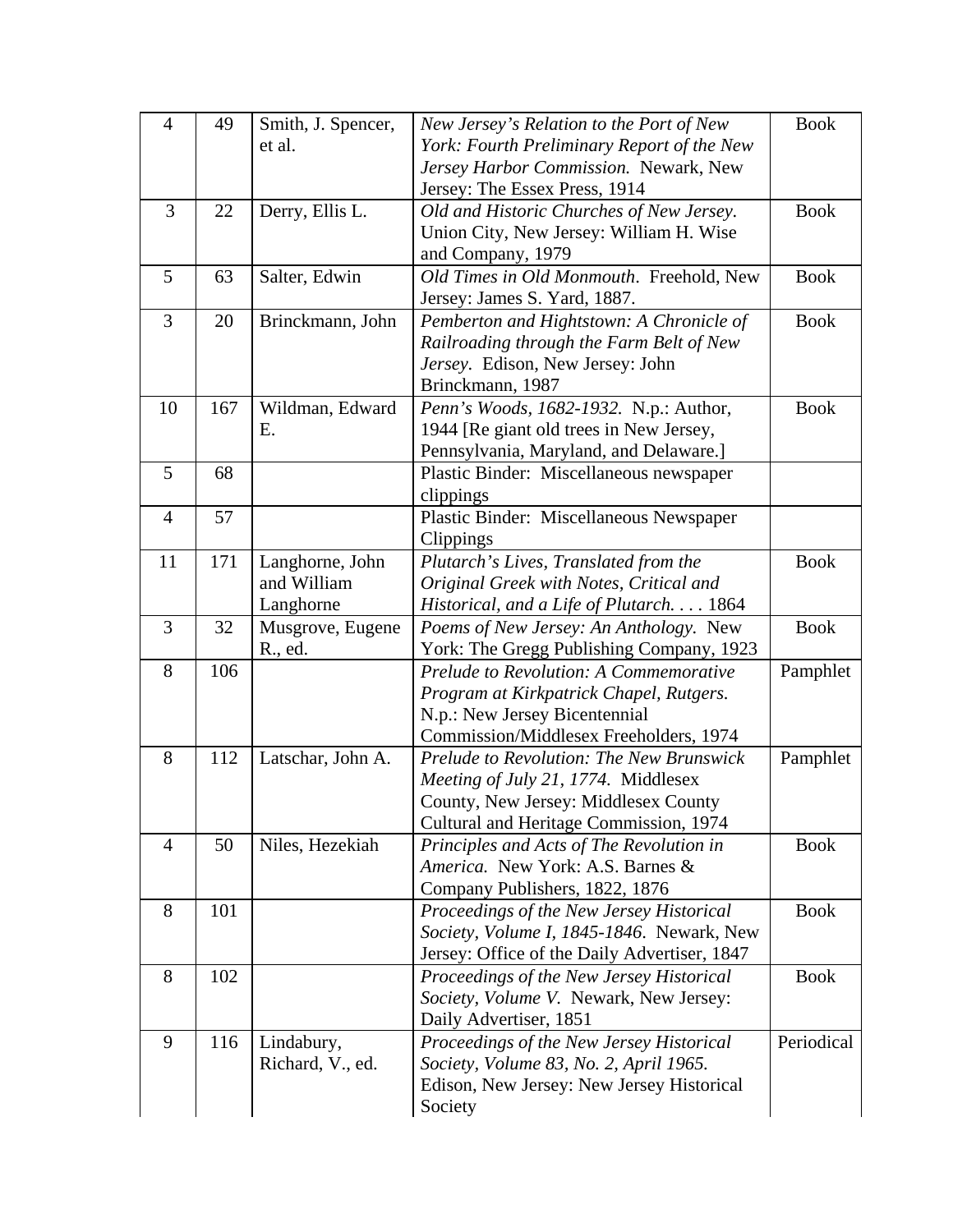| 4 | 49 | Smith, J. Spencer, et al. | *New Jersey's Relation to the Port of New York: Fourth Preliminary Report of the New Jersey Harbor Commission.* Newark, New Jersey: The Essex Press, 1914 | Book |
|---|---|---|---|---|
| 3 | 22 | Derry, Ellis L. | *Old and Historic Churches of New Jersey.* Union City, New Jersey: William H. Wise and Company, 1979 | Book |
| 5 | 63 | Salter, Edwin | *Old Times in Old Monmouth*. Freehold, New Jersey: James S. Yard, 1887. | Book |
| 3 | 20 | Brinckmann, John | *Pemberton and Hightstown: A Chronicle of Railroading through the Farm Belt of New Jersey*. Edison, New Jersey: John Brinckmann, 1987 | Book |
| 10 | 167 | Wildman, Edward E. | *Penn's Woods, 1682-1932.* N.p.: Author, 1944 [Re giant old trees in New Jersey, Pennsylvania, Maryland, and Delaware.] | Book |
| 5 | 68 | | Plastic Binder: Miscellaneous newspaper clippings | |
| 4 | 57 | | Plastic Binder: Miscellaneous Newspaper Clippings | |
| 11 | 171 | Langhorne, John and William Langhorne | *Plutarch's Lives, Translated from the Original Greek with Notes, Critical and Historical, and a Life of Plutarch. . . .* 1864 | Book |
| 3 | 32 | Musgrove, Eugene R., ed. | *Poems of New Jersey: An Anthology.* New York: The Gregg Publishing Company, 1923 | Book |
| 8 | 106 | | *Prelude to Revolution: A Commemorative Program at Kirkpatrick Chapel, Rutgers.* N.p.: New Jersey Bicentennial Commission/Middlesex Freeholders, 1974 | Pamphlet |
| 8 | 112 | Latschar, John A. | *Prelude to Revolution: The New Brunswick Meeting of July 21, 1774.* Middlesex County, New Jersey: Middlesex County Cultural and Heritage Commission, 1974 | Pamphlet |
| 4 | 50 | Niles, Hezekiah | *Principles and Acts of The Revolution in America.* New York: A.S. Barnes & Company Publishers, 1822, 1876 | Book |
| 8 | 101 | | *Proceedings of the New Jersey Historical Society, Volume I, 1845-1846*. Newark, New Jersey: Office of the Daily Advertiser, 1847 | Book |
| 8 | 102 | | *Proceedings of the New Jersey Historical Society, Volume V.* Newark, New Jersey: Daily Advertiser, 1851 | Book |
| 9 | 116 | Lindabury, Richard, V., ed. | *Proceedings of the New Jersey Historical Society, Volume 83, No. 2, April 1965.* Edison, New Jersey: New Jersey Historical Society | Periodical |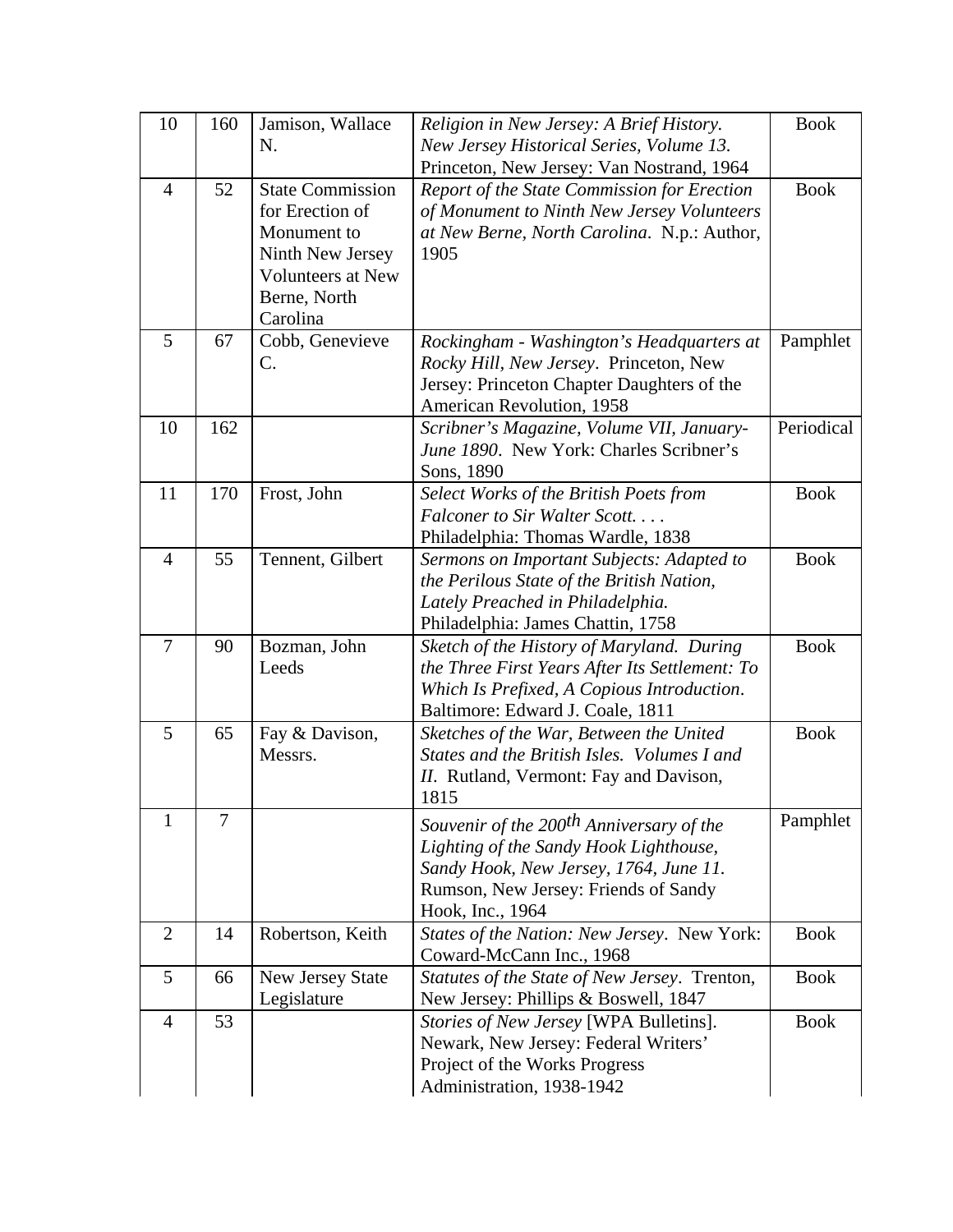| | | | | |
|---|---|---|---|---|
| 10 | 160 | Jamison, Wallace N. | *Religion in New Jersey: A Brief History. New Jersey Historical Series, Volume 13.* Princeton, New Jersey: Van Nostrand, 1964 | Book |
| 4 | 52 | State Commission for Erection of Monument to Ninth New Jersey Volunteers at New Berne, North Carolina | *Report of the State Commission for Erection of Monument to Ninth New Jersey Volunteers at New Berne, North Carolina*. N.p.: Author, 1905 | Book |
| 5 | 67 | Cobb, Genevieve C. | *Rockingham - Washington's Headquarters at Rocky Hill, New Jersey*. Princeton, New Jersey: Princeton Chapter Daughters of the American Revolution, 1958 | Pamphlet |
| 10 | 162 | | *Scribner's Magazine, Volume VII, January-June 1890*. New York: Charles Scribner's Sons, 1890 | Periodical |
| 11 | 170 | Frost, John | *Select Works of the British Poets from Falconer to Sir Walter Scott. . . .* Philadelphia: Thomas Wardle, 1838 | Book |
| 4 | 55 | Tennent, Gilbert | *Sermons on Important Subjects: Adapted to the Perilous State of the British Nation, Lately Preached in Philadelphia.* Philadelphia: James Chattin, 1758 | Book |
| 7 | 90 | Bozman, John Leeds | *Sketch of the History of Maryland. During the Three First Years After Its Settlement: To Which Is Prefixed, A Copious Introduction*. Baltimore: Edward J. Coale, 1811 | Book |
| 5 | 65 | Fay & Davison, Messrs. | *Sketches of the War, Between the United States and the British Isles. Volumes I and II*. Rutland, Vermont: Fay and Davison, 1815 | Book |
| 1 | 7 | | *Souvenir of the 200th Anniversary of the Lighting of the Sandy Hook Lighthouse, Sandy Hook, New Jersey, 1764, June 11.* Rumson, New Jersey: Friends of Sandy Hook, Inc., 1964 | Pamphlet |
| 2 | 14 | Robertson, Keith | *States of the Nation: New Jersey*. New York: Coward-McCann Inc., 1968 | Book |
| 5 | 66 | New Jersey State Legislature | *Statutes of the State of New Jersey*. Trenton, New Jersey: Phillips & Boswell, 1847 | Book |
| 4 | 53 | | *Stories of New Jersey* [WPA Bulletins]. Newark, New Jersey: Federal Writers' Project of the Works Progress Administration, 1938-1942 | Book |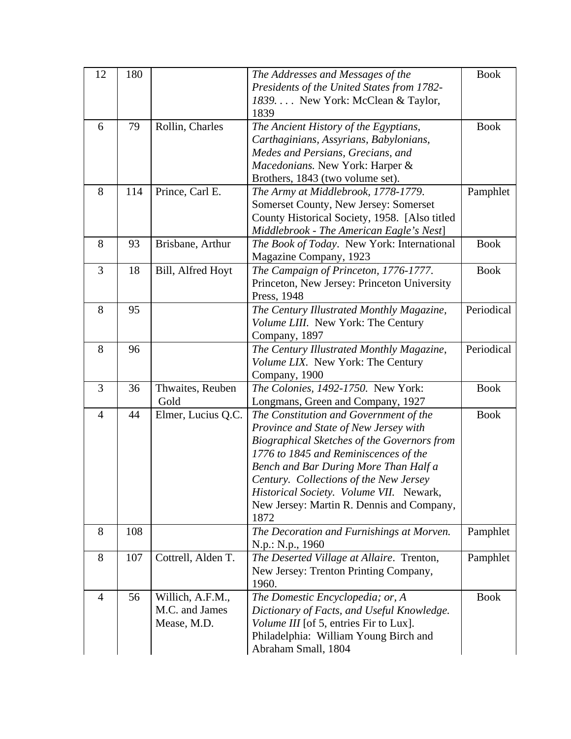| | | | | |
|---|---|---|---|---|
| 12 | 180 | | *The Addresses and Messages of the Presidents of the United States from 1782-1839. . . .* New York: McClean & Taylor, 1839 | Book |
| 6 | 79 | Rollin, Charles | *The Ancient History of the Egyptians, Carthaginians, Assyrians, Babylonians, Medes and Persians, Grecians, and Macedonians.* New York: Harper & Brothers, 1843 (two volume set). | Book |
| 8 | 114 | Prince, Carl E. | *The Army at Middlebrook, 1778-1779*. Somerset County, New Jersey: Somerset County Historical Society, 1958. [Also titled *Middlebrook - The American Eagle's Nest*] | Pamphlet |
| 8 | 93 | Brisbane, Arthur | *The Book of Today*. New York: International Magazine Company, 1923 | Book |
| 3 | 18 | Bill, Alfred Hoyt | *The Campaign of Princeton, 1776-1777*. Princeton, New Jersey: Princeton University Press, 1948 | Book |
| 8 | 95 | | *The Century Illustrated Monthly Magazine, Volume LIII*. New York: The Century Company, 1897 | Periodical |
| 8 | 96 | | *The Century Illustrated Monthly Magazine, Volume LIX*. New York: The Century Company, 1900 | Periodical |
| 3 | 36 | Thwaites, Reuben Gold | *The Colonies, 1492-1750*. New York: Longmans, Green and Company, 1927 | Book |
| 4 | 44 | Elmer, Lucius Q.C. | *The Constitution and Government of the Province and State of New Jersey with Biographical Sketches of the Governors from 1776 to 1845 and Reminiscences of the Bench and Bar During More Than Half a Century. Collections of the New Jersey Historical Society. Volume VII.* Newark, New Jersey: Martin R. Dennis and Company, 1872 | Book |
| 8 | 108 | | *The Decoration and Furnishings at Morven.* N.p.: N.p., 1960 | Pamphlet |
| 8 | 107 | Cottrell, Alden T. | *The Deserted Village at Allaire*. Trenton, New Jersey: Trenton Printing Company, 1960. | Pamphlet |
| 4 | 56 | Willich, A.F.M., M.C. and James Mease, M.D. | *The Domestic Encyclopedia; or, A Dictionary of Facts, and Useful Knowledge. Volume III* [of 5, entries Fir to Lux]. Philadelphia: William Young Birch and Abraham Small, 1804 | Book |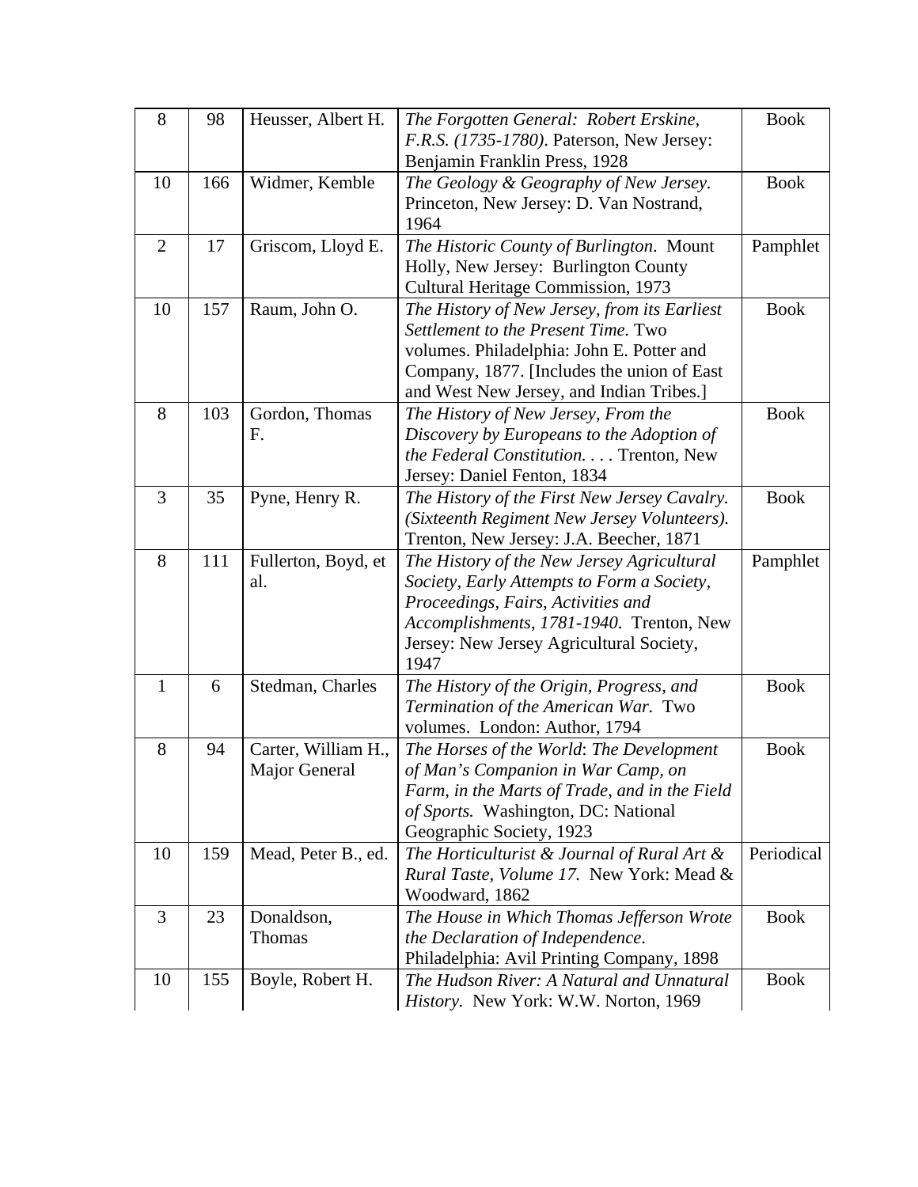| | | | | |
|---|---|---|---|---|
| 8 | 98 | Heusser, Albert H. | *The Forgotten General: Robert Erskine, F.R.S. (1735-1780)*. Paterson, New Jersey: Benjamin Franklin Press, 1928 | Book |
| 10 | 166 | Widmer, Kemble | *The Geology & Geography of New Jersey*. Princeton, New Jersey: D. Van Nostrand, 1964 | Book |
| 2 | 17 | Griscom, Lloyd E. | *The Historic County of Burlington*. Mount Holly, New Jersey: Burlington County Cultural Heritage Commission, 1973 | Pamphlet |
| 10 | 157 | Raum, John O. | *The History of New Jersey, from its Earliest Settlement to the Present Time*. Two volumes. Philadelphia: John E. Potter and Company, 1877. [Includes the union of East and West New Jersey, and Indian Tribes.] | Book |
| 8 | 103 | Gordon, Thomas F. | *The History of New Jersey, From the Discovery by Europeans to the Adoption of the Federal Constitution. . . .* Trenton, New Jersey: Daniel Fenton, 1834 | Book |
| 3 | 35 | Pyne, Henry R. | *The History of the First New Jersey Cavalry. (Sixteenth Regiment New Jersey Volunteers).* Trenton, New Jersey: J.A. Beecher, 1871 | Book |
| 8 | 111 | Fullerton, Boyd, et al. | *The History of the New Jersey Agricultural Society, Early Attempts to Form a Society, Proceedings, Fairs, Activities and Accomplishments, 1781-1940*. Trenton, New Jersey: New Jersey Agricultural Society, 1947 | Pamphlet |
| 1 | 6 | Stedman, Charles | *The History of the Origin, Progress, and Termination of the American War.* Two volumes. London: Author, 1794 | Book |
| 8 | 94 | Carter, William H., Major General | *The Horses of the World: The Development of Man's Companion in War Camp, on Farm, in the Marts of Trade, and in the Field of Sports.* Washington, DC: National Geographic Society, 1923 | Book |
| 10 | 159 | Mead, Peter B., ed. | *The Horticulturist & Journal of Rural Art & Rural Taste, Volume 17.* New York: Mead & Woodward, 1862 | Periodical |
| 3 | 23 | Donaldson, Thomas | *The House in Which Thomas Jefferson Wrote the Declaration of Independence*. Philadelphia: Avil Printing Company, 1898 | Book |
| 10 | 155 | Boyle, Robert H. | *The Hudson River: A Natural and Unnatural History.* New York: W.W. Norton, 1969 | Book |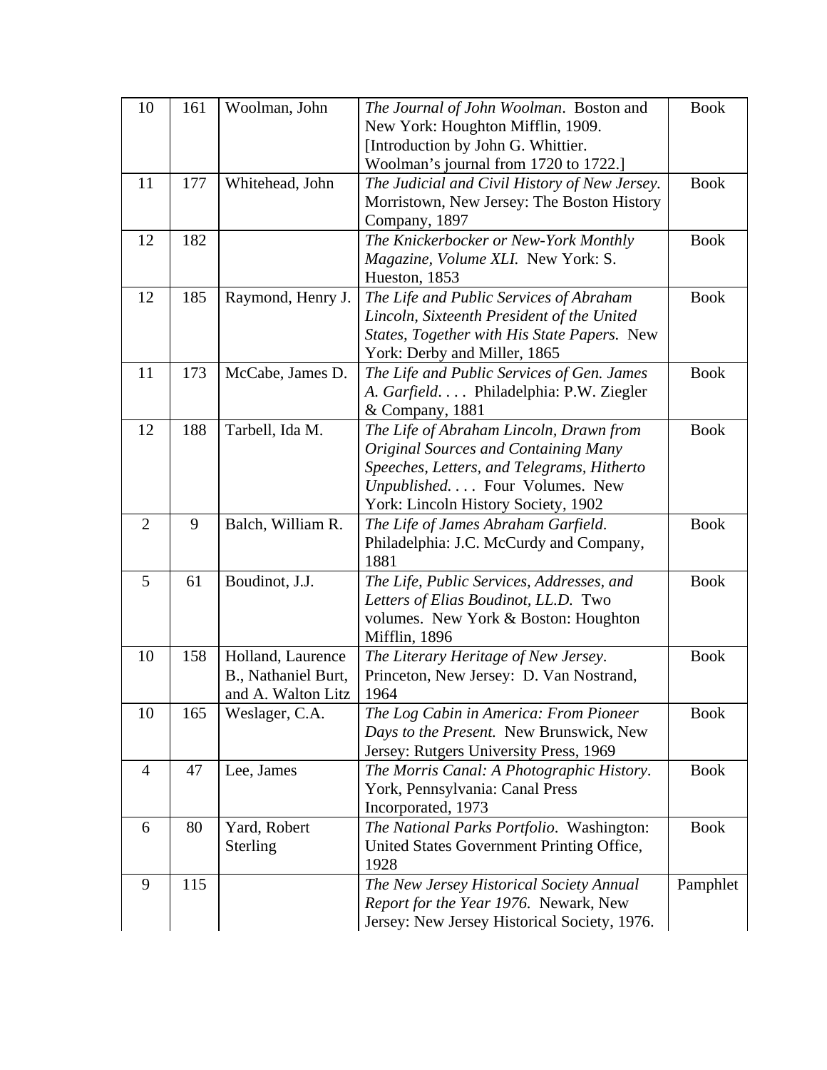| | | | | |
|---|---|---|---|---|
| 10 | 161 | Woolman, John | *The Journal of John Woolman*. Boston and New York: Houghton Mifflin, 1909. [Introduction by John G. Whittier. Woolman's journal from 1720 to 1722.] | Book |
| 11 | 177 | Whitehead, John | *The Judicial and Civil History of New Jersey.* Morristown, New Jersey: The Boston History Company, 1897 | Book |
| 12 | 182 | | *The Knickerbocker or New-York Monthly Magazine, Volume XLI.* New York: S. Hueston, 1853 | Book |
| 12 | 185 | Raymond, Henry J. | *The Life and Public Services of Abraham Lincoln, Sixteenth President of the United States, Together with His State Papers.* New York: Derby and Miller, 1865 | Book |
| 11 | 173 | McCabe, James D. | *The Life and Public Services of Gen. James A. Garfield. . . .* Philadelphia: P.W. Ziegler & Company, 1881 | Book |
| 12 | 188 | Tarbell, Ida M. | *The Life of Abraham Lincoln, Drawn from Original Sources and Containing Many Speeches, Letters, and Telegrams, Hitherto Unpublished. . . .* Four Volumes. New York: Lincoln History Society, 1902 | Book |
| 2 | 9 | Balch, William R. | *The Life of James Abraham Garfield.* Philadelphia: J.C. McCurdy and Company, 1881 | Book |
| 5 | 61 | Boudinot, J.J. | *The Life, Public Services, Addresses, and Letters of Elias Boudinot, LL.D.* Two volumes. New York & Boston: Houghton Mifflin, 1896 | Book |
| 10 | 158 | Holland, Laurence B., Nathaniel Burt, and A. Walton Litz | *The Literary Heritage of New Jersey*. Princeton, New Jersey: D. Van Nostrand, 1964 | Book |
| 10 | 165 | Weslager, C.A. | *The Log Cabin in America: From Pioneer Days to the Present.* New Brunswick, New Jersey: Rutgers University Press, 1969 | Book |
| 4 | 47 | Lee, James | *The Morris Canal: A Photographic History*. York, Pennsylvania: Canal Press Incorporated, 1973 | Book |
| 6 | 80 | Yard, Robert Sterling | *The National Parks Portfolio*. Washington: United States Government Printing Office, 1928 | Book |
| 9 | 115 | | *The New Jersey Historical Society Annual Report for the Year 1976.* Newark, New Jersey: New Jersey Historical Society, 1976. | Pamphlet |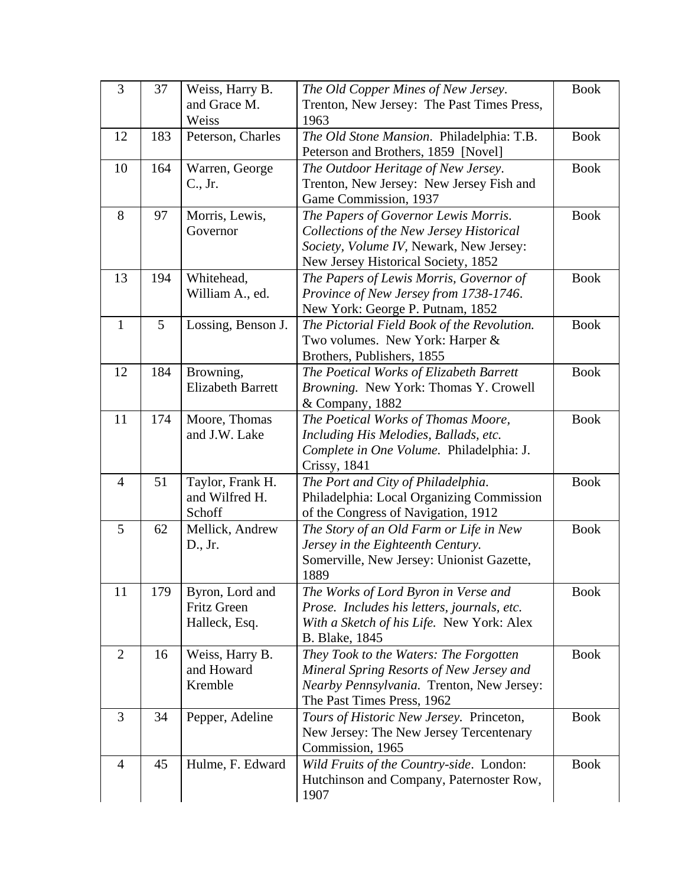| 3 | 37 | Weiss, Harry B. and Grace M. Weiss | *The Old Copper Mines of New Jersey*. Trenton, New Jersey: The Past Times Press, 1963 | Book |
|---|---|---|---|---|
| 12 | 183 | Peterson, Charles | *The Old Stone Mansion*. Philadelphia: T.B. Peterson and Brothers, 1859 [Novel] | Book |
| 10 | 164 | Warren, George C., Jr. | *The Outdoor Heritage of New Jersey*. Trenton, New Jersey: New Jersey Fish and Game Commission, 1937 | Book |
| 8 | 97 | Morris, Lewis, Governor | *The Papers of Governor Lewis Morris. Collections of the New Jersey Historical Society, Volume IV*, Newark, New Jersey: New Jersey Historical Society, 1852 | Book |
| 13 | 194 | Whitehead, William A., ed. | *The Papers of Lewis Morris, Governor of Province of New Jersey from 1738-1746*. New York: George P. Putnam, 1852 | Book |
| 1 | 5 | Lossing, Benson J. | *The Pictorial Field Book of the Revolution.* Two volumes. New York: Harper & Brothers, Publishers, 1855 | Book |
| 12 | 184 | Browning, Elizabeth Barrett | *The Poetical Works of Elizabeth Barrett Browning.* New York: Thomas Y. Crowell & Company, 1882 | Book |
| 11 | 174 | Moore, Thomas and J.W. Lake | *The Poetical Works of Thomas Moore, Including His Melodies, Ballads, etc. Complete in One Volume.* Philadelphia: J. Crissy, 1841 | Book |
| 4 | 51 | Taylor, Frank H. and Wilfred H. Schoff | *The Port and City of Philadelphia*. Philadelphia: Local Organizing Commission of the Congress of Navigation, 1912 | Book |
| 5 | 62 | Mellick, Andrew D., Jr. | *The Story of an Old Farm or Life in New Jersey in the Eighteenth Century.* Somerville, New Jersey: Unionist Gazette, 1889 | Book |
| 11 | 179 | Byron, Lord and Fritz Green Halleck, Esq. | *The Works of Lord Byron in Verse and Prose. Includes his letters, journals, etc. With a Sketch of his Life.* New York: Alex B. Blake, 1845 | Book |
| 2 | 16 | Weiss, Harry B. and Howard Kremble | *They Took to the Waters: The Forgotten Mineral Spring Resorts of New Jersey and Nearby Pennsylvania.* Trenton, New Jersey: The Past Times Press, 1962 | Book |
| 3 | 34 | Pepper, Adeline | *Tours of Historic New Jersey.* Princeton, New Jersey: The New Jersey Tercentenary Commission, 1965 | Book |
| 4 | 45 | Hulme, F. Edward | *Wild Fruits of the Country-side*. London: Hutchinson and Company, Paternoster Row, 1907 | Book |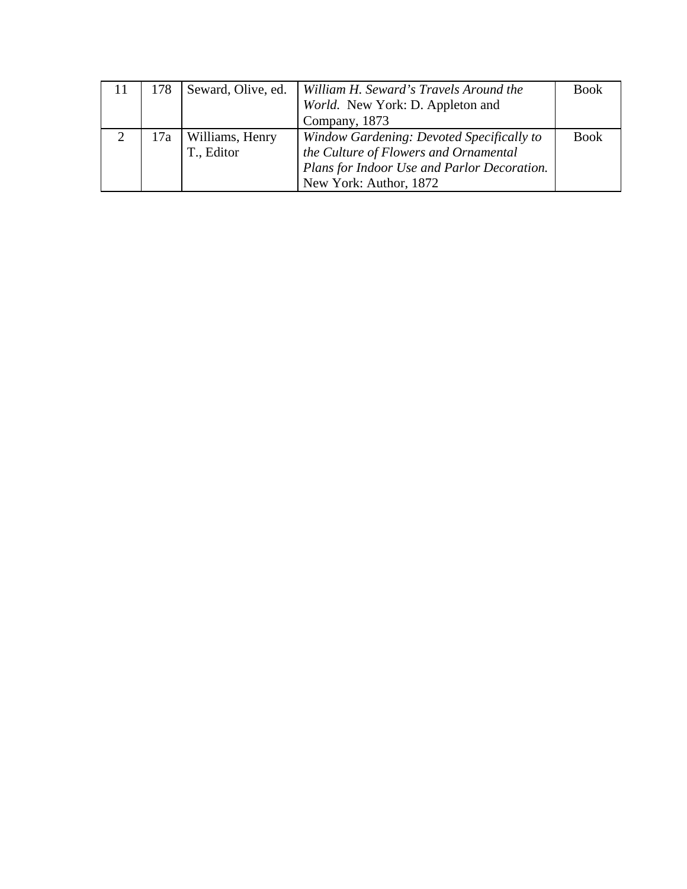| | | | | |
|---|---|---|---|---|
| 11 | 178 | Seward, Olive, ed. | *William H. Seward's Travels Around the World.* New York: D. Appleton and Company, 1873 | Book |
| 2 | 17a | Williams, Henry T., Editor | *Window Gardening: Devoted Specifically to the Culture of Flowers and Ornamental Plans for Indoor Use and Parlor Decoration.* New York: Author, 1872 | Book |